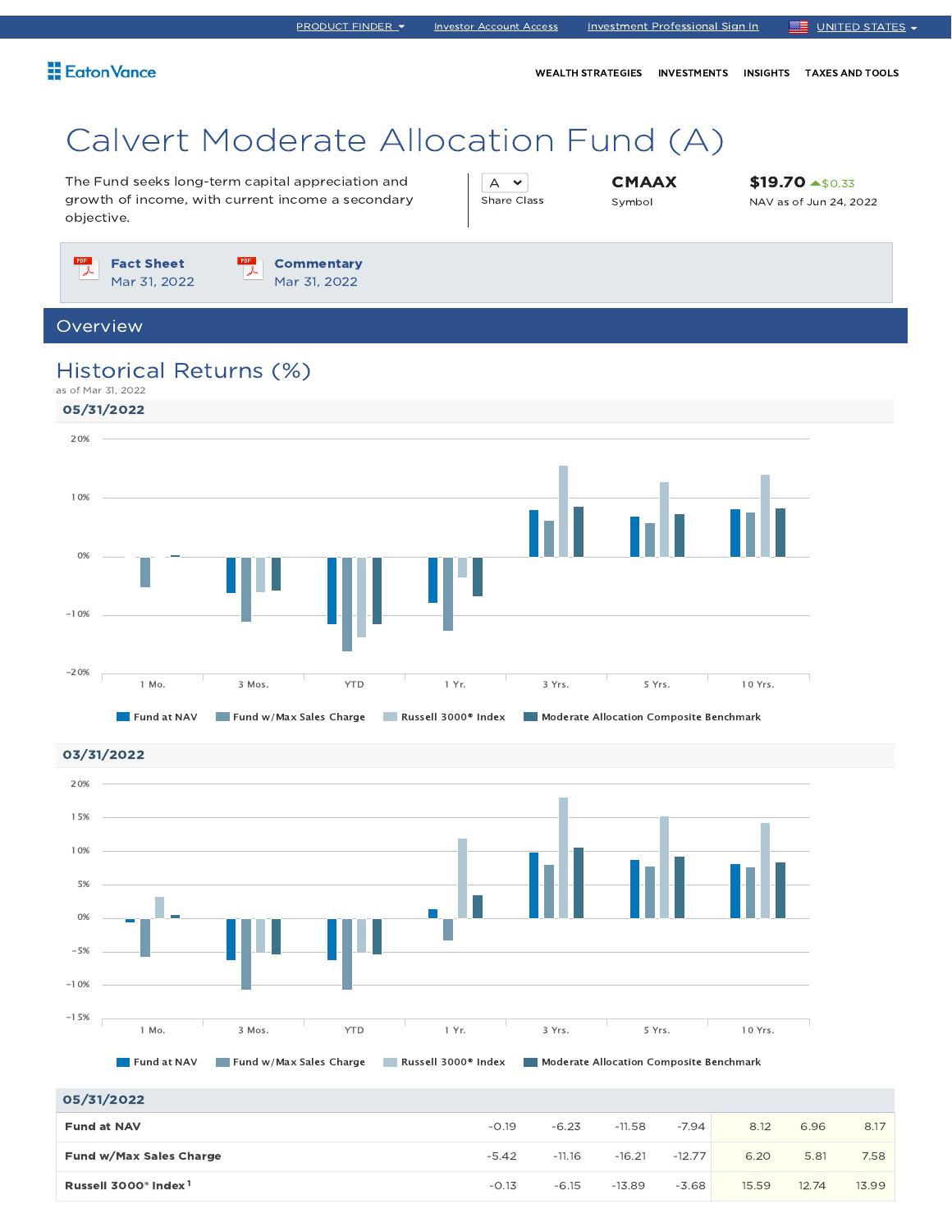PRODUCT FINDER | Investor Account Access | Investment Professional Sign In | UNITED STATES

Eaton Vance

WEALTH STRATEGIES | INVESTMENTS | INSIGHTS | TAXES AND TOOLS

# Calvert Moderate Allocation Fund (A)

The Fund seeks long-term capital appreciation and growth of income, with current income a secondary objective.

A
Share Class

**CMAAX**
Symbol

**$19.70** ▲$0.33
NAV as of Jun 24, 2022

**Fact Sheet**
Mar 31, 2022

**Commentary**
Mar 31, 2022

## Overview

## Historical Returns (%)

as of Mar 31, 2022

**05/31/2022**

Fund at NAV | Fund w/Max Sales Charge | Russell 3000® Index | Moderate Allocation Composite Benchmark

**03/31/2022**

Fund at NAV | Fund w/Max Sales Charge | Russell 3000® Index | Moderate Allocation Composite Benchmark

| 05/31/2022 | | | | | | | |
|---|---|---|---|---|---|---|---|
| **Fund at NAV** | -0.19 | -6.23 | -11.58 | -7.94 | 8.12 | 6.96 | 8.17 |
| **Fund w/Max Sales Charge** | -5.42 | -11.16 | -16.21 | -12.77 | 6.20 | 5.81 | 7.58 |
| **Russell 3000® Index [1]** | -0.13 | -6.15 | -13.89 | -3.68 | 15.59 | 12.74 | 13.99 |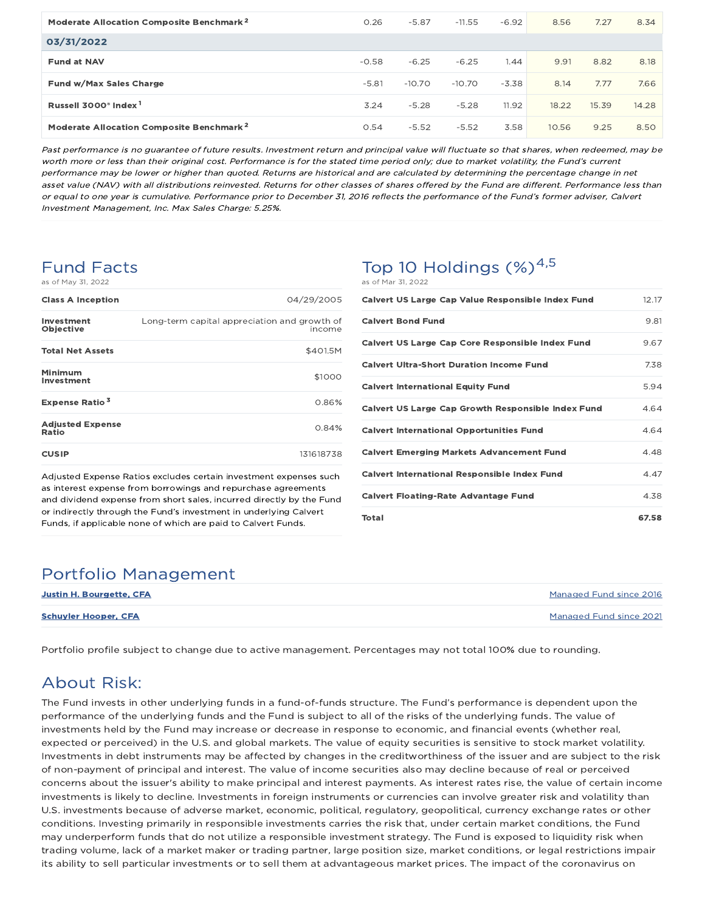| | | | | | | | |
|---|---|---|---|---|---|---|---|
| **Moderate Allocation Composite Benchmark** [2] | 0.26 | -5.87 | -11.55 | -6.92 | 8.56 | 7.27 | 8.34 |
| **03/31/2022** | | | | | | | |
| **Fund at NAV** | -0.58 | -6.25 | -6.25 | 1.44 | 9.91 | 8.82 | 8.18 |
| **Fund w/Max Sales Charge** | -5.81 | -10.70 | -10.70 | -3.38 | 8.14 | 7.77 | 7.66 |
| **Russell 3000® Index** [1] | 3.24 | -5.28 | -5.28 | 11.92 | 18.22 | 15.39 | 14.28 |
| **Moderate Allocation Composite Benchmark** [2] | 0.54 | -5.52 | -5.52 | 3.58 | 10.56 | 9.25 | 8.50 |

*Past performance is no guarantee of future results. Investment return and principal value will fluctuate so that shares, when redeemed, may be worth more or less than their original cost. Performance is for the stated time period only; due to market volatility, the Fund's current performance may be lower or higher than quoted. Returns are historical and are calculated by determining the percentage change in net asset value (NAV) with all distributions reinvested. Returns for other classes of shares offered by the Fund are different. Performance less than or equal to one year is cumulative. Performance prior to December 31, 2016 reflects the performance of the Fund's former adviser, Calvert Investment Management, Inc. Max Sales Charge: 5.25%.*

## Fund Facts

as of May 31, 2022

| | |
|---|---|
| **Class A Inception** | 04/29/2005 |
| **Investment Objective** | Long-term capital appreciation and growth of income |
| **Total Net Assets** | $401.5M |
| **Minimum Investment** | $1000 |
| **Expense Ratio** [3] | 0.86% |
| **Adjusted Expense Ratio** | 0.84% |
| **CUSIP** | 131618738 |

Adjusted Expense Ratios excludes certain investment expenses such as interest expense from borrowings and repurchase agreements and dividend expense from short sales, incurred directly by the Fund or indirectly through the Fund's investment in underlying Calvert Funds, if applicable none of which are paid to Calvert Funds.

## Top 10 Holdings (%)[4,5]

as of Mar 31, 2022

| | |
|---|---|
| **Calvert US Large Cap Value Responsible Index Fund** | 12.17 |
| **Calvert Bond Fund** | 9.81 |
| **Calvert US Large Cap Core Responsible Index Fund** | 9.67 |
| **Calvert Ultra-Short Duration Income Fund** | 7.38 |
| **Calvert International Equity Fund** | 5.94 |
| **Calvert US Large Cap Growth Responsible Index Fund** | 4.64 |
| **Calvert International Opportunities Fund** | 4.64 |
| **Calvert Emerging Markets Advancement Fund** | 4.48 |
| **Calvert International Responsible Index Fund** | 4.47 |
| **Calvert Floating-Rate Advantage Fund** | 4.38 |
| **Total** | **67.58** |

## Portfolio Management

| | |
|---|---|
| **Justin H. Bourgette, CFA** | Managed Fund since 2016 |
| **Schuyler Hooper, CFA** | Managed Fund since 2021 |

Portfolio profile subject to change due to active management. Percentages may not total 100% due to rounding.

## About Risk:

The Fund invests in other underlying funds in a fund-of-funds structure. The Fund's performance is dependent upon the performance of the underlying funds and the Fund is subject to all of the risks of the underlying funds. The value of investments held by the Fund may increase or decrease in response to economic, and financial events (whether real, expected or perceived) in the U.S. and global markets. The value of equity securities is sensitive to stock market volatility. Investments in debt instruments may be affected by changes in the creditworthiness of the issuer and are subject to the risk of non-payment of principal and interest. The value of income securities also may decline because of real or perceived concerns about the issuer's ability to make principal and interest payments. As interest rates rise, the value of certain income investments is likely to decline. Investments in foreign instruments or currencies can involve greater risk and volatility than U.S. investments because of adverse market, economic, political, regulatory, geopolitical, currency exchange rates or other conditions. Investing primarily in responsible investments carries the risk that, under certain market conditions, the Fund may underperform funds that do not utilize a responsible investment strategy. The Fund is exposed to liquidity risk when trading volume, lack of a market maker or trading partner, large position size, market conditions, or legal restrictions impair its ability to sell particular investments or to sell them at advantageous market prices. The impact of the coronavirus on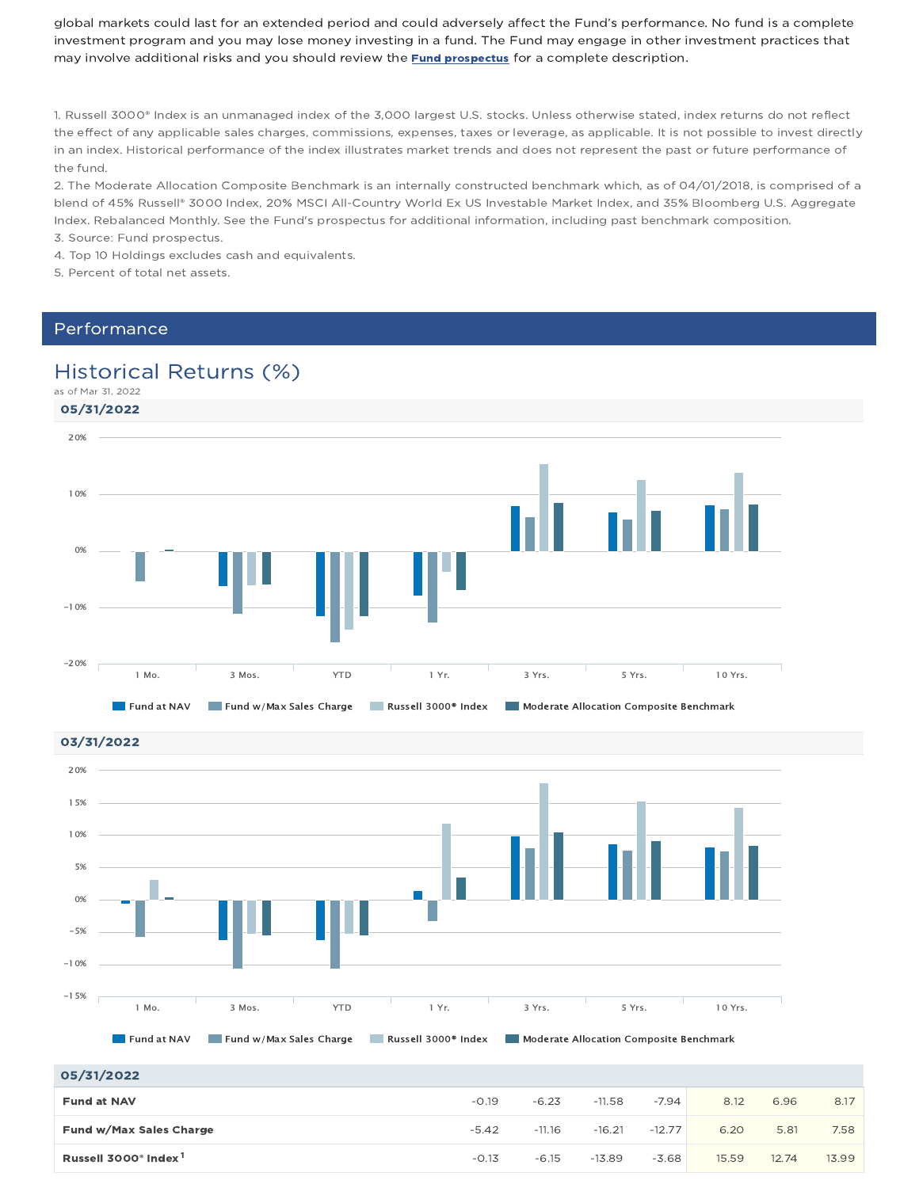global markets could last for an extended period and could adversely affect the Fund's performance. No fund is a complete investment program and you may lose money investing in a fund. The Fund may engage in other investment practices that may involve additional risks and you should review the **Fund prospectus** for a complete description.

1. Russell 3000® Index is an unmanaged index of the 3,000 largest U.S. stocks. Unless otherwise stated, index returns do not reflect the effect of any applicable sales charges, commissions, expenses, taxes or leverage, as applicable. It is not possible to invest directly in an index. Historical performance of the index illustrates market trends and does not represent the past or future performance of the fund.
2. The Moderate Allocation Composite Benchmark is an internally constructed benchmark which, as of 04/01/2018, is comprised of a blend of 45% Russell® 3000 Index, 20% MSCI All-Country World Ex US Investable Market Index, and 35% Bloomberg U.S. Aggregate Index. Rebalanced Monthly. See the Fund's prospectus for additional information, including past benchmark composition.
3. Source: Fund prospectus.
4. Top 10 Holdings excludes cash and equivalents.
5. Percent of total net assets.

## Performance

### Historical Returns (%)

as of Mar 31, 2022

**05/31/2022**

Legend: Fund at NAV; Fund w/Max Sales Charge; Russell 3000® Index; Moderate Allocation Composite Benchmark

Categories: 1 Mo., 3 Mos., YTD, 1 Yr., 3 Yrs., 5 Yrs., 10 Yrs.

**03/31/2022**

Legend: Fund at NAV; Fund w/Max Sales Charge; Russell 3000® Index; Moderate Allocation Composite Benchmark

Categories: 1 Mo., 3 Mos., YTD, 1 Yr., 3 Yrs., 5 Yrs., 10 Yrs.

| 05/31/2022 | | | | | | | |
|---|---|---|---|---|---|---|---|
| **Fund at NAV** | -0.19 | -6.23 | -11.58 | -7.94 | 8.12 | 6.96 | 8.17 |
| **Fund w/Max Sales Charge** | -5.42 | -11.16 | -16.21 | -12.77 | 6.20 | 5.81 | 7.58 |
| **Russell 3000® Index[1]** | -0.13 | -6.15 | -13.89 | -3.68 | 15.59 | 12.74 | 13.99 |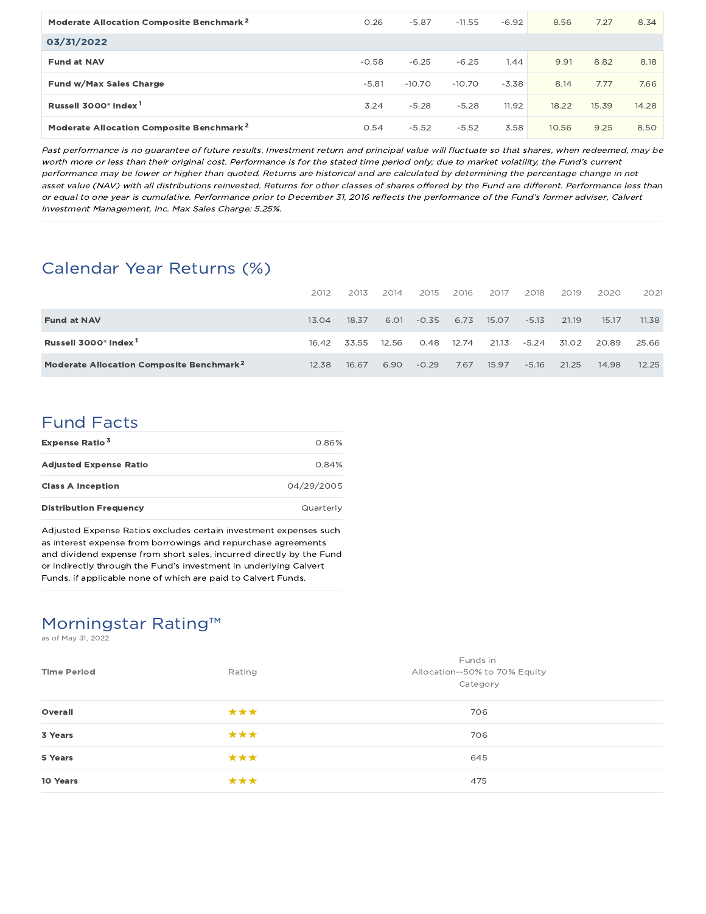| | | | | | | | |
|---|---|---|---|---|---|---|---|
| Moderate Allocation Composite Benchmark [2] | 0.26 | -5.87 | -11.55 | -6.92 | 8.56 | 7.27 | 8.34 |
| **03/31/2022** | | | | | | | |
| Fund at NAV | -0.58 | -6.25 | -6.25 | 1.44 | 9.91 | 8.82 | 8.18 |
| Fund w/Max Sales Charge | -5.81 | -10.70 | -10.70 | -3.38 | 8.14 | 7.77 | 7.66 |
| Russell 3000® Index [1] | 3.24 | -5.28 | -5.28 | 11.92 | 18.22 | 15.39 | 14.28 |
| Moderate Allocation Composite Benchmark [2] | 0.54 | -5.52 | -5.52 | 3.58 | 10.56 | 9.25 | 8.50 |

*Past performance is no guarantee of future results. Investment return and principal value will fluctuate so that shares, when redeemed, may be worth more or less than their original cost. Performance is for the stated time period only; due to market volatility, the Fund's current performance may be lower or higher than quoted. Returns are historical and are calculated by determining the percentage change in net asset value (NAV) with all distributions reinvested. Returns for other classes of shares offered by the Fund are different. Performance less than or equal to one year is cumulative. Performance prior to December 31, 2016 reflects the performance of the Fund's former adviser, Calvert Investment Management, Inc. Max Sales Charge: 5.25%.*

## Calendar Year Returns (%)

| | 2012 | 2013 | 2014 | 2015 | 2016 | 2017 | 2018 | 2019 | 2020 | 2021 |
|---|---|---|---|---|---|---|---|---|---|---|
| **Fund at NAV** | 13.04 | 18.37 | 6.01 | -0.35 | 6.73 | 15.07 | -5.13 | 21.19 | 15.17 | 11.38 |
| **Russell 3000® Index [1]** | 16.42 | 33.55 | 12.56 | 0.48 | 12.74 | 21.13 | -5.24 | 31.02 | 20.89 | 25.66 |
| **Moderate Allocation Composite Benchmark [2]** | 12.38 | 16.67 | 6.90 | -0.29 | 7.67 | 15.97 | -5.16 | 21.25 | 14.98 | 12.25 |

## Fund Facts

| | |
|---|---|
| **Expense Ratio [3]** | 0.86% |
| **Adjusted Expense Ratio** | 0.84% |
| **Class A Inception** | 04/29/2005 |
| **Distribution Frequency** | Quarterly |

Adjusted Expense Ratios excludes certain investment expenses such as interest expense from borrowings and repurchase agreements and dividend expense from short sales, incurred directly by the Fund or indirectly through the Fund's investment in underlying Calvert Funds, if applicable none of which are paid to Calvert Funds.

## Morningstar Rating™

as of May 31, 2022

| Time Period | Rating | Funds in Allocation--50% to 70% Equity Category |
|---|---|---|
| **Overall** | ★★★ | 706 |
| **3 Years** | ★★★ | 706 |
| **5 Years** | ★★★ | 645 |
| **10 Years** | ★★★ | 475 |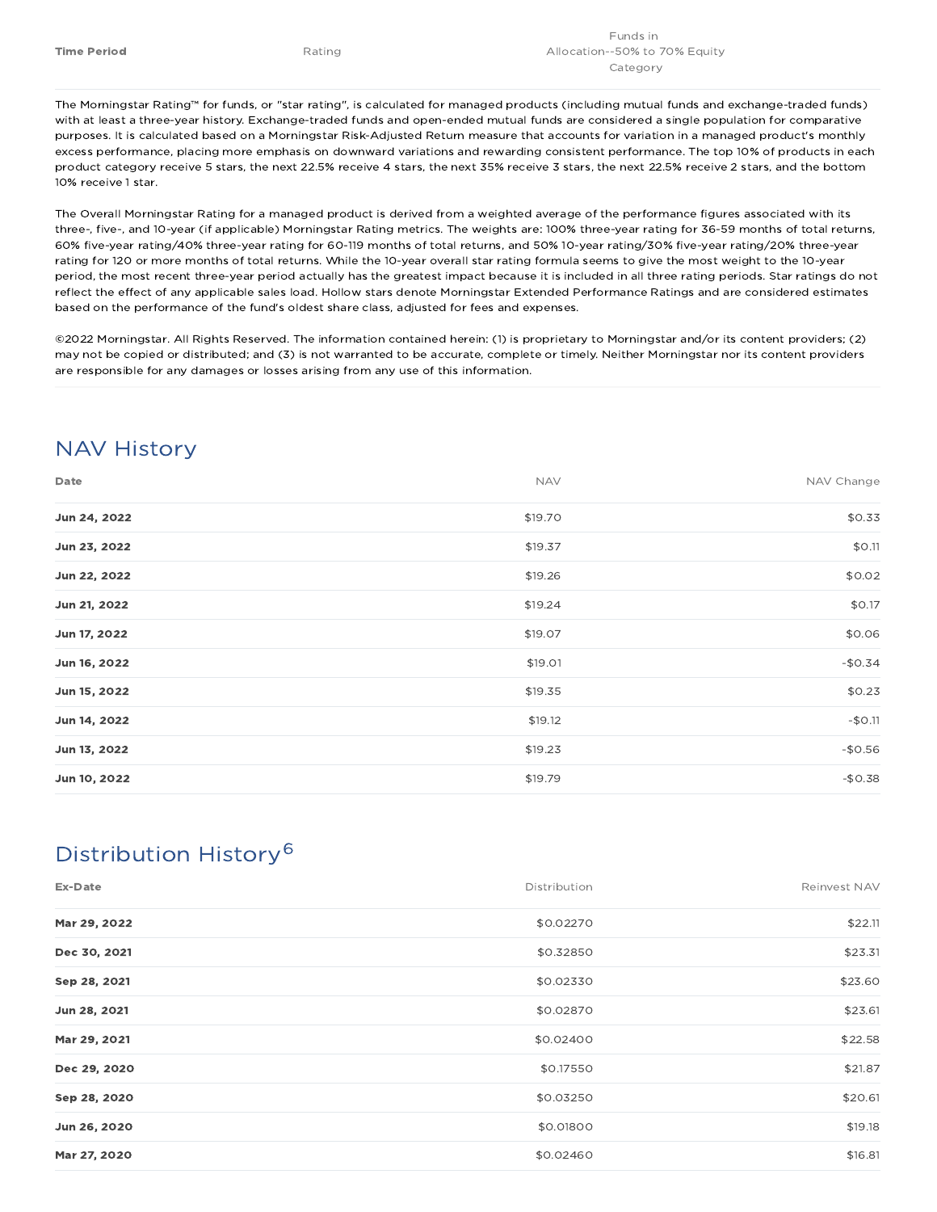| Time Period | Rating | Funds in Allocation--50% to 70% Equity Category |
| --- | --- | --- |

The Morningstar Rating™ for funds, or "star rating", is calculated for managed products (including mutual funds and exchange-traded funds) with at least a three-year history. Exchange-traded funds and open-ended mutual funds are considered a single population for comparative purposes. It is calculated based on a Morningstar Risk-Adjusted Return measure that accounts for variation in a managed product's monthly excess performance, placing more emphasis on downward variations and rewarding consistent performance. The top 10% of products in each product category receive 5 stars, the next 22.5% receive 4 stars, the next 35% receive 3 stars, the next 22.5% receive 2 stars, and the bottom 10% receive 1 star.

The Overall Morningstar Rating for a managed product is derived from a weighted average of the performance figures associated with its three-, five-, and 10-year (if applicable) Morningstar Rating metrics. The weights are: 100% three-year rating for 36-59 months of total returns, 60% five-year rating/40% three-year rating for 60-119 months of total returns, and 50% 10-year rating/30% five-year rating/20% three-year rating for 120 or more months of total returns. While the 10-year overall star rating formula seems to give the most weight to the 10-year period, the most recent three-year period actually has the greatest impact because it is included in all three rating periods. Star ratings do not reflect the effect of any applicable sales load. Hollow stars denote Morningstar Extended Performance Ratings and are considered estimates based on the performance of the fund's oldest share class, adjusted for fees and expenses.

©2022 Morningstar. All Rights Reserved. The information contained herein: (1) is proprietary to Morningstar and/or its content providers; (2) may not be copied or distributed; and (3) is not warranted to be accurate, complete or timely. Neither Morningstar nor its content providers are responsible for any damages or losses arising from any use of this information.

## NAV History

| Date | NAV | NAV Change |
| --- | --- | --- |
| Jun 24, 2022 | $19.70 | $0.33 |
| Jun 23, 2022 | $19.37 | $0.11 |
| Jun 22, 2022 | $19.26 | $0.02 |
| Jun 21, 2022 | $19.24 | $0.17 |
| Jun 17, 2022 | $19.07 | $0.06 |
| Jun 16, 2022 | $19.01 | -$0.34 |
| Jun 15, 2022 | $19.35 | $0.23 |
| Jun 14, 2022 | $19.12 | -$0.11 |
| Jun 13, 2022 | $19.23 | -$0.56 |
| Jun 10, 2022 | $19.79 | -$0.38 |

## Distribution History[6]

| Ex-Date | Distribution | Reinvest NAV |
| --- | --- | --- |
| Mar 29, 2022 | $0.02270 | $22.11 |
| Dec 30, 2021 | $0.32850 | $23.31 |
| Sep 28, 2021 | $0.02330 | $23.60 |
| Jun 28, 2021 | $0.02870 | $23.61 |
| Mar 29, 2021 | $0.02400 | $22.58 |
| Dec 29, 2020 | $0.17550 | $21.87 |
| Sep 28, 2020 | $0.03250 | $20.61 |
| Jun 26, 2020 | $0.01800 | $19.18 |
| Mar 27, 2020 | $0.02460 | $16.81 |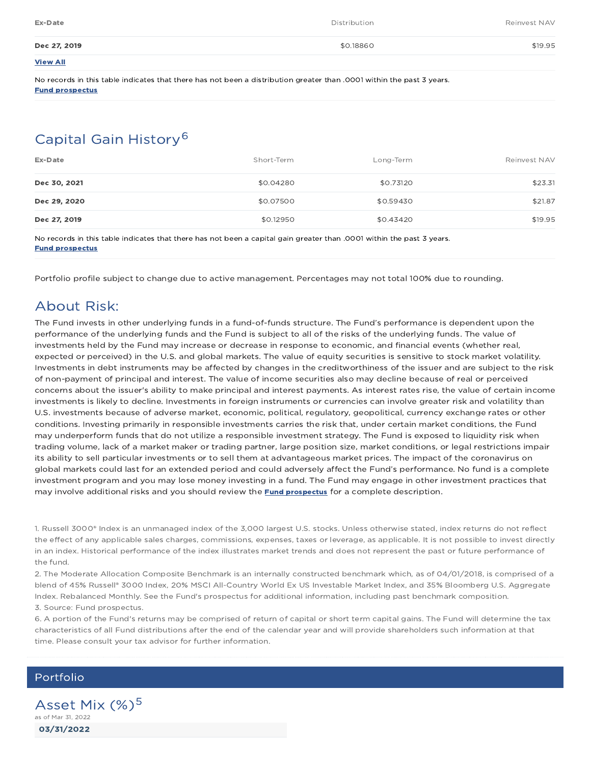| Ex-Date | Distribution | Reinvest NAV |
| --- | --- | --- |
| **Dec 27, 2019** | $0.18860 | $19.95 |

**View All**

No records in this table indicates that there has not been a distribution greater than .0001 within the past 3 years.
**Fund prospectus**

## Capital Gain History[6]

| Ex-Date | Short-Term | Long-Term | Reinvest NAV |
| --- | --- | --- | --- |
| **Dec 30, 2021** | $0.04280 | $0.73120 | $23.31 |
| **Dec 29, 2020** | $0.07500 | $0.59430 | $21.87 |
| **Dec 27, 2019** | $0.12950 | $0.43420 | $19.95 |

No records in this table indicates that there has not been a capital gain greater than .0001 within the past 3 years.
**Fund prospectus**

Portfolio profile subject to change due to active management. Percentages may not total 100% due to rounding.

## About Risk:

The Fund invests in other underlying funds in a fund-of-funds structure. The Fund's performance is dependent upon the performance of the underlying funds and the Fund is subject to all of the risks of the underlying funds. The value of investments held by the Fund may increase or decrease in response to economic, and financial events (whether real, expected or perceived) in the U.S. and global markets. The value of equity securities is sensitive to stock market volatility. Investments in debt instruments may be affected by changes in the creditworthiness of the issuer and are subject to the risk of non-payment of principal and interest. The value of income securities also may decline because of real or perceived concerns about the issuer's ability to make principal and interest payments. As interest rates rise, the value of certain income investments is likely to decline. Investments in foreign instruments or currencies can involve greater risk and volatility than U.S. investments because of adverse market, economic, political, regulatory, geopolitical, currency exchange rates or other conditions. Investing primarily in responsible investments carries the risk that, under certain market conditions, the Fund may underperform funds that do not utilize a responsible investment strategy. The Fund is exposed to liquidity risk when trading volume, lack of a market maker or trading partner, large position size, market conditions, or legal restrictions impair its ability to sell particular investments or to sell them at advantageous market prices. The impact of the coronavirus on global markets could last for an extended period and could adversely affect the Fund's performance. No fund is a complete investment program and you may lose money investing in a fund. The Fund may engage in other investment practices that may involve additional risks and you should review the **Fund prospectus** for a complete description.

1. Russell 3000® Index is an unmanaged index of the 3,000 largest U.S. stocks. Unless otherwise stated, index returns do not reflect the effect of any applicable sales charges, commissions, expenses, taxes or leverage, as applicable. It is not possible to invest directly in an index. Historical performance of the index illustrates market trends and does not represent the past or future performance of the fund.
2. The Moderate Allocation Composite Benchmark is an internally constructed benchmark which, as of 04/01/2018, is comprised of a blend of 45% Russell® 3000 Index, 20% MSCI All-Country World Ex US Investable Market Index, and 35% Bloomberg U.S. Aggregate Index. Rebalanced Monthly. See the Fund's prospectus for additional information, including past benchmark composition.
3. Source: Fund prospectus.
6. A portion of the Fund's returns may be comprised of return of capital or short term capital gains. The Fund will determine the tax characteristics of all Fund distributions after the end of the calendar year and will provide shareholders such information at that time. Please consult your tax advisor for further information.

## Portfolio

### Asset Mix (%)[5]

as of Mar 31, 2022

**03/31/2022**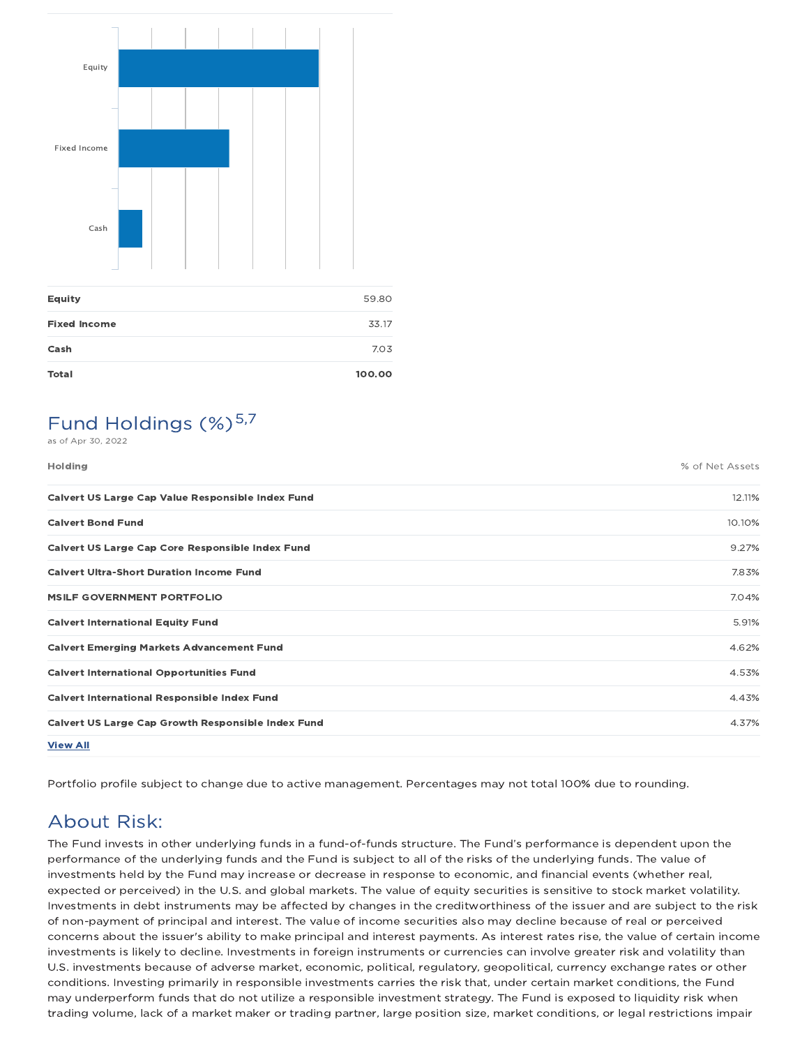| | |
|---|---|
| **Equity** | 59.80 |
| **Fixed Income** | 33.17 |
| **Cash** | 7.03 |
| **Total** | **100.00** |

## Fund Holdings (%)[5,7]

as of Apr 30, 2022

| Holding | % of Net Assets |
|---|---|
| **Calvert US Large Cap Value Responsible Index Fund** | 12.11% |
| **Calvert Bond Fund** | 10.10% |
| **Calvert US Large Cap Core Responsible Index Fund** | 9.27% |
| **Calvert Ultra-Short Duration Income Fund** | 7.83% |
| **MSILF GOVERNMENT PORTFOLIO** | 7.04% |
| **Calvert International Equity Fund** | 5.91% |
| **Calvert Emerging Markets Advancement Fund** | 4.62% |
| **Calvert International Opportunities Fund** | 4.53% |
| **Calvert International Responsible Index Fund** | 4.43% |
| **Calvert US Large Cap Growth Responsible Index Fund** | 4.37% |

**View All**

Portfolio profile subject to change due to active management. Percentages may not total 100% due to rounding.

## About Risk:

The Fund invests in other underlying funds in a fund-of-funds structure. The Fund's performance is dependent upon the performance of the underlying funds and the Fund is subject to all of the risks of the underlying funds. The value of investments held by the Fund may increase or decrease in response to economic, and financial events (whether real, expected or perceived) in the U.S. and global markets. The value of equity securities is sensitive to stock market volatility. Investments in debt instruments may be affected by changes in the creditworthiness of the issuer and are subject to the risk of non-payment of principal and interest. The value of income securities also may decline because of real or perceived concerns about the issuer's ability to make principal and interest payments. As interest rates rise, the value of certain income investments is likely to decline. Investments in foreign instruments or currencies can involve greater risk and volatility than U.S. investments because of adverse market, economic, political, regulatory, geopolitical, currency exchange rates or other conditions. Investing primarily in responsible investments carries the risk that, under certain market conditions, the Fund may underperform funds that do not utilize a responsible investment strategy. The Fund is exposed to liquidity risk when trading volume, lack of a market maker or trading partner, large position size, market conditions, or legal restrictions impair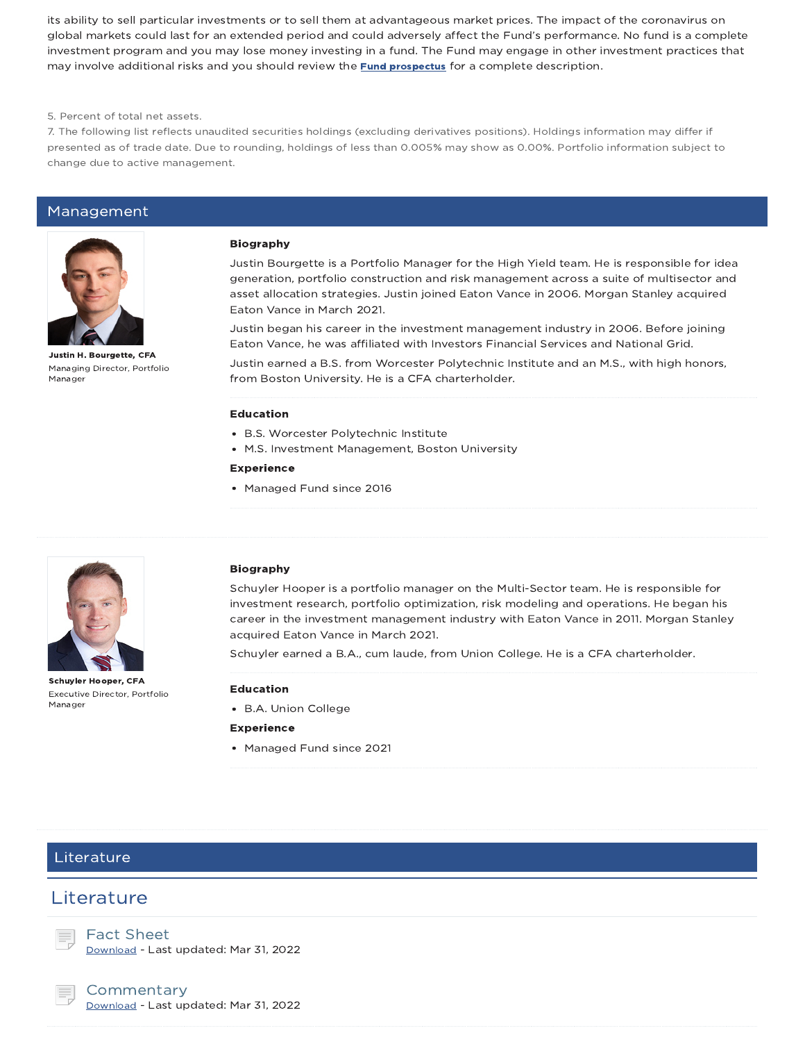its ability to sell particular investments or to sell them at advantageous market prices. The impact of the coronavirus on global markets could last for an extended period and could adversely affect the Fund's performance. No fund is a complete investment program and you may lose money investing in a fund. The Fund may engage in other investment practices that may involve additional risks and you should review the **Fund prospectus** for a complete description.

5. Percent of total net assets.

7. The following list reflects unaudited securities holdings (excluding derivatives positions). Holdings information may differ if presented as of trade date. Due to rounding, holdings of less than 0.005% may show as 0.00%. Portfolio information subject to change due to active management.

## Management

**Justin H. Bourgette, CFA**
Managing Director, Portfolio Manager

**Biography**

Justin Bourgette is a Portfolio Manager for the High Yield team. He is responsible for idea generation, portfolio construction and risk management across a suite of multisector and asset allocation strategies. Justin joined Eaton Vance in 2006. Morgan Stanley acquired Eaton Vance in March 2021.

Justin began his career in the investment management industry in 2006. Before joining Eaton Vance, he was affiliated with Investors Financial Services and National Grid.

Justin earned a B.S. from Worcester Polytechnic Institute and an M.S., with high honors, from Boston University. He is a CFA charterholder.

**Education**

- B.S. Worcester Polytechnic Institute
- M.S. Investment Management, Boston University

**Experience**

- Managed Fund since 2016

**Schuyler Hooper, CFA**
Executive Director, Portfolio Manager

**Biography**

Schuyler Hooper is a portfolio manager on the Multi-Sector team. He is responsible for investment research, portfolio optimization, risk modeling and operations. He began his career in the investment management industry with Eaton Vance in 2011. Morgan Stanley acquired Eaton Vance in March 2021.

Schuyler earned a B.A., cum laude, from Union College. He is a CFA charterholder.

**Education**

- B.A. Union College

**Experience**

- Managed Fund since 2021

## Literature

## Literature

### Fact Sheet

Download - Last updated: Mar 31, 2022

### Commentary

Download - Last updated: Mar 31, 2022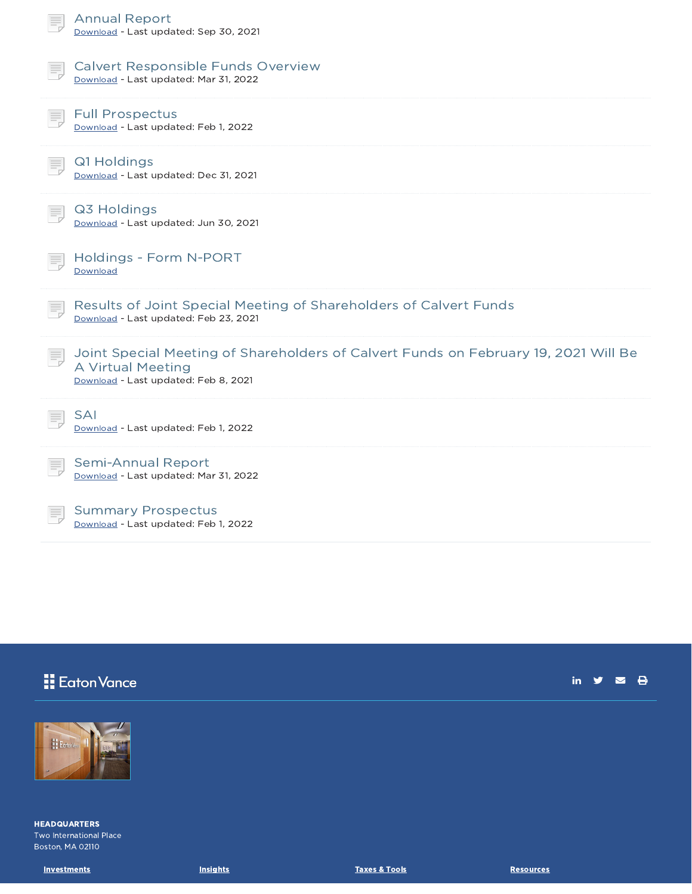### Annual Report
Download - Last updated: Sep 30, 2021

### Calvert Responsible Funds Overview
Download - Last updated: Mar 31, 2022

### Full Prospectus
Download - Last updated: Feb 1, 2022

### Q1 Holdings
Download - Last updated: Dec 31, 2021

### Q3 Holdings
Download - Last updated: Jun 30, 2021

### Holdings - Form N-PORT
Download

### Results of Joint Special Meeting of Shareholders of Calvert Funds
Download - Last updated: Feb 23, 2021

### Joint Special Meeting of Shareholders of Calvert Funds on February 19, 2021 Will Be A Virtual Meeting
Download - Last updated: Feb 8, 2021

### SAI
Download - Last updated: Feb 1, 2022

### Semi-Annual Report
Download - Last updated: Mar 31, 2022

### Summary Prospectus
Download - Last updated: Feb 1, 2022

Eaton Vance

**HEADQUARTERS**
Two International Place
Boston, MA 02110

**Investments** **Insights** **Taxes & Tools** **Resources**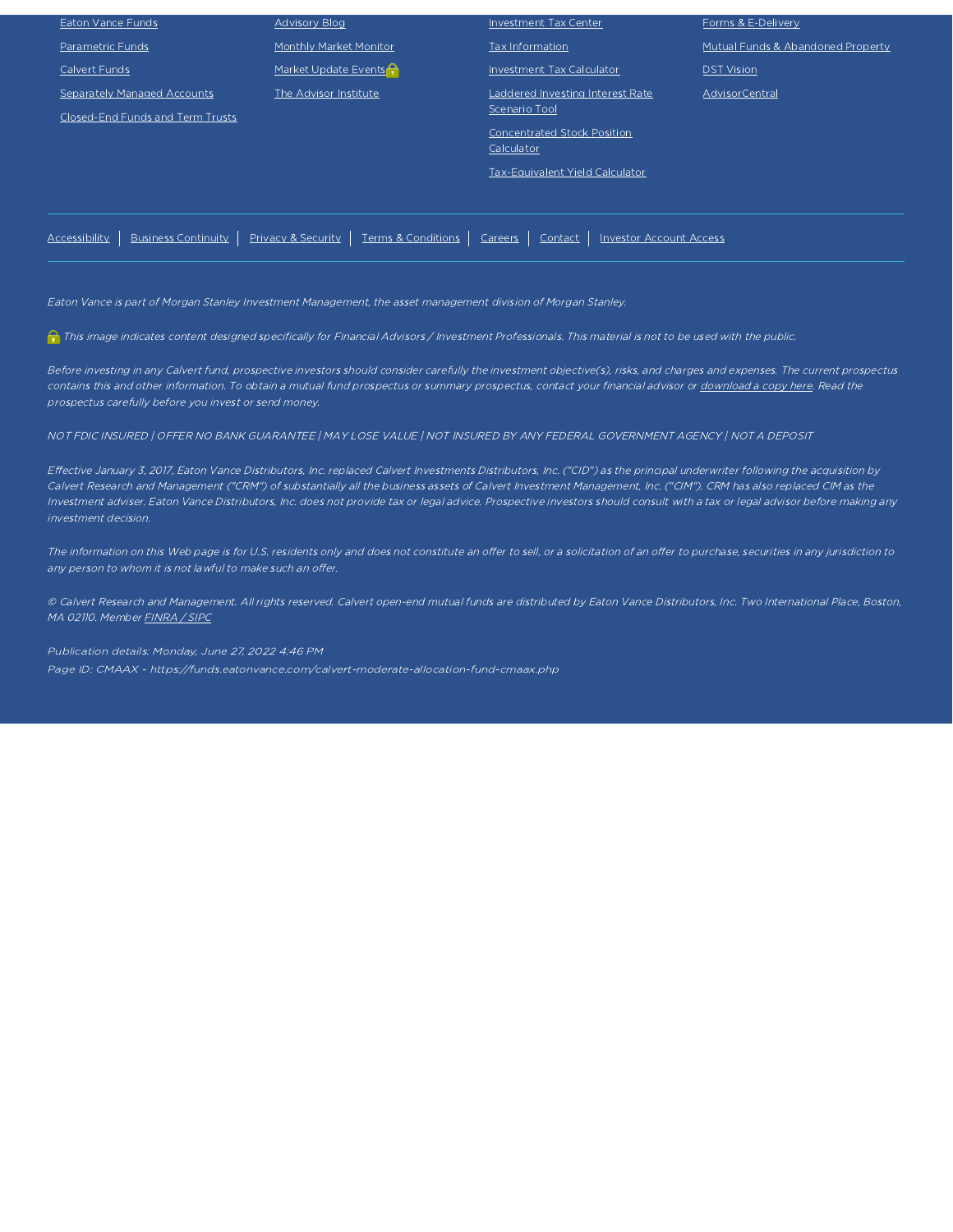- Eaton Vance Funds
- Parametric Funds
- Calvert Funds
- Separately Managed Accounts
- Closed-End Funds and Term Trusts

- Advisory Blog
- Monthly Market Monitor
- Market Update Events
- The Advisor Institute

- Investment Tax Center
- Tax Information
- Investment Tax Calculator
- Laddered Investing Interest Rate Scenario Tool
- Concentrated Stock Position Calculator
- Tax-Equivalent Yield Calculator

- Forms & E-Delivery
- Mutual Funds & Abandoned Property
- DST Vision
- AdvisorCentral

Accessibility | Business Continuity | Privacy & Security | Terms & Conditions | Careers | Contact | Investor Account Access

*Eaton Vance is part of Morgan Stanley Investment Management, the asset management division of Morgan Stanley.*

*This image indicates content designed specifically for Financial Advisors / Investment Professionals. This material is not to be used with the public.*

*Before investing in any Calvert fund, prospective investors should consider carefully the investment objective(s), risks, and charges and expenses. The current prospectus contains this and other information. To obtain a mutual fund prospectus or summary prospectus, contact your financial advisor or download a copy here. Read the prospectus carefully before you invest or send money.*

*NOT FDIC INSURED | OFFER NO BANK GUARANTEE | MAY LOSE VALUE | NOT INSURED BY ANY FEDERAL GOVERNMENT AGENCY | NOT A DEPOSIT*

*Effective January 3, 2017, Eaton Vance Distributors, Inc. replaced Calvert Investments Distributors, Inc. ("CID") as the principal underwriter following the acquisition by Calvert Research and Management ("CRM") of substantially all the business assets of Calvert Investment Management, Inc. ("CIM"). CRM has also replaced CIM as the Investment adviser. Eaton Vance Distributors, Inc. does not provide tax or legal advice. Prospective investors should consult with a tax or legal advisor before making any investment decision.*

*The information on this Web page is for U.S. residents only and does not constitute an offer to sell, or a solicitation of an offer to purchase, securities in any jurisdiction to any person to whom it is not lawful to make such an offer.*

*© Calvert Research and Management. All rights reserved. Calvert open-end mutual funds are distributed by Eaton Vance Distributors, Inc. Two International Place, Boston, MA 02110. Member FINRA / SIPC*

*Publication details: Monday, June 27, 2022 4:46 PM*
*Page ID: CMAAX - https://funds.eatonvance.com/calvert-moderate-allocation-fund-cmaax.php*